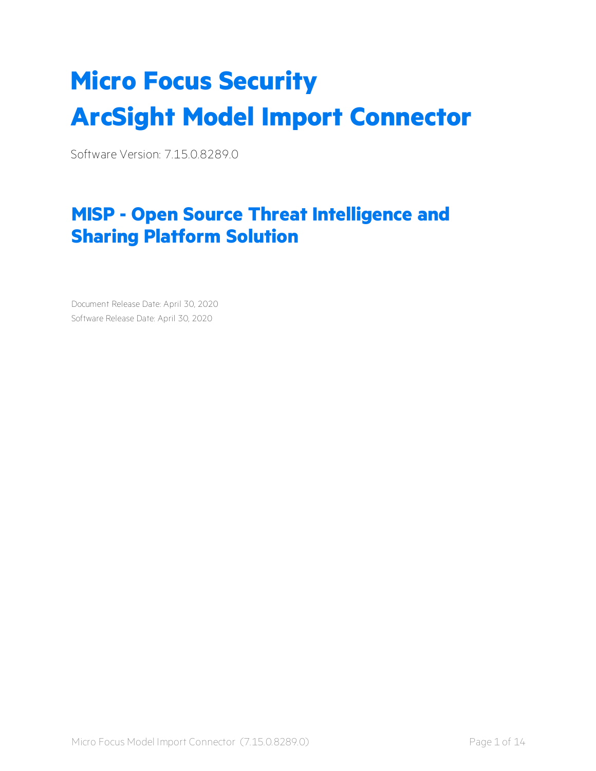# Micro Focus Security
# ArcSight Model Import Connector

Software Version: 7.15.0.8289.0

## MISP - Open Source Threat Intelligence and Sharing Platform Solution

Document Release Date: April 30, 2020

Software Release Date: April 30, 2020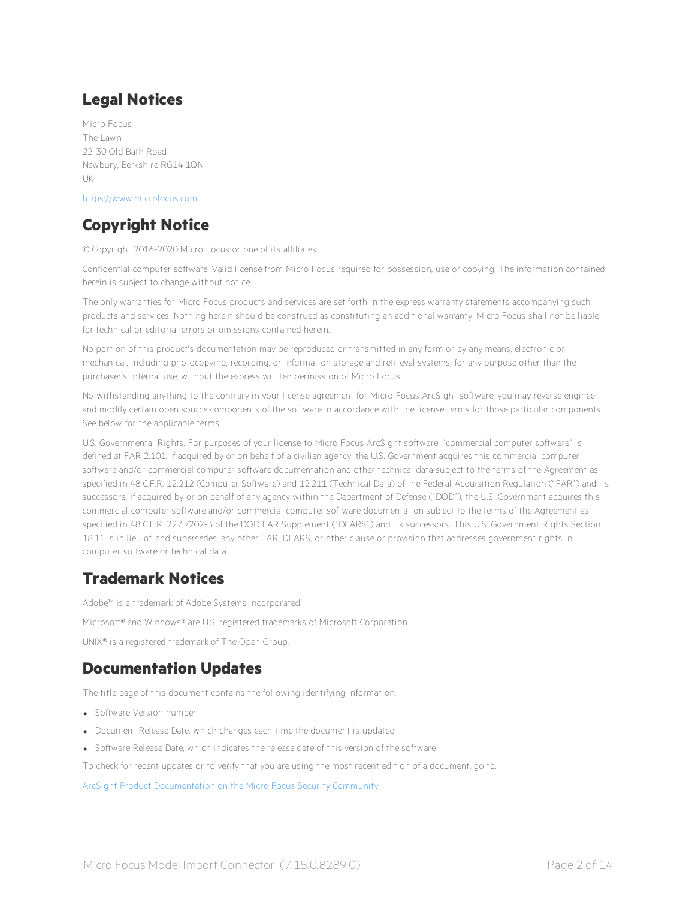## Legal Notices

Micro Focus
The Lawn
22-30 Old Bath Road
Newbury, Berkshire RG14 1QN
UK

https://www.microfocus.com

## Copyright Notice

© Copyright 2016-2020 Micro Focus or one of its affiliates

Confidential computer software. Valid license from Micro Focus required for possession, use or copying. The information contained herein is subject to change without notice.

The only warranties for Micro Focus products and services are set forth in the express warranty statements accompanying such products and services. Nothing herein should be construed as constituting an additional warranty. Micro Focus shall not be liable for technical or editorial errors or omissions contained herein.

No portion of this product's documentation may be reproduced or transmitted in any form or by any means, electronic or mechanical, including photocopying, recording, or information storage and retrieval systems, for any purpose other than the purchaser's internal use, without the express written permission of Micro Focus.

Notwithstanding anything to the contrary in your license agreement for Micro Focus ArcSight software, you may reverse engineer and modify certain open source components of the software in accordance with the license terms for those particular components. See below for the applicable terms.

U.S. Governmental Rights. For purposes of your license to Micro Focus ArcSight software, "commercial computer software" is defined at FAR 2.101. If acquired by or on behalf of a civilian agency, the U.S. Government acquires this commercial computer software and/or commercial computer software documentation and other technical data subject to the terms of the Agreement as specified in 48 C.F.R. 12.212 (Computer Software) and 12.211 (Technical Data) of the Federal Acquisition Regulation ("FAR") and its successors. If acquired by or on behalf of any agency within the Department of Defense ("DOD"), the U.S. Government acquires this commercial computer software and/or commercial computer software documentation subject to the terms of the Agreement as specified in 48 C.F.R. 227.7202-3 of the DOD FAR Supplement ("DFARS") and its successors. This U.S. Government Rights Section 18.11 is in lieu of, and supersedes, any other FAR, DFARS, or other clause or provision that addresses government rights in computer software or technical data.

## Trademark Notices

Adobe™ is a trademark of Adobe Systems Incorporated.

Microsoft® and Windows® are U.S. registered trademarks of Microsoft Corporation.

UNIX® is a registered trademark of The Open Group.

## Documentation Updates

The title page of this document contains the following identifying information:

- Software Version number
- Document Release Date, which changes each time the document is updated
- Software Release Date, which indicates the release date of this version of the software

To check for recent updates or to verify that you are using the most recent edition of a document, go to:

ArcSight Product Documentation on the Micro Focus Security Community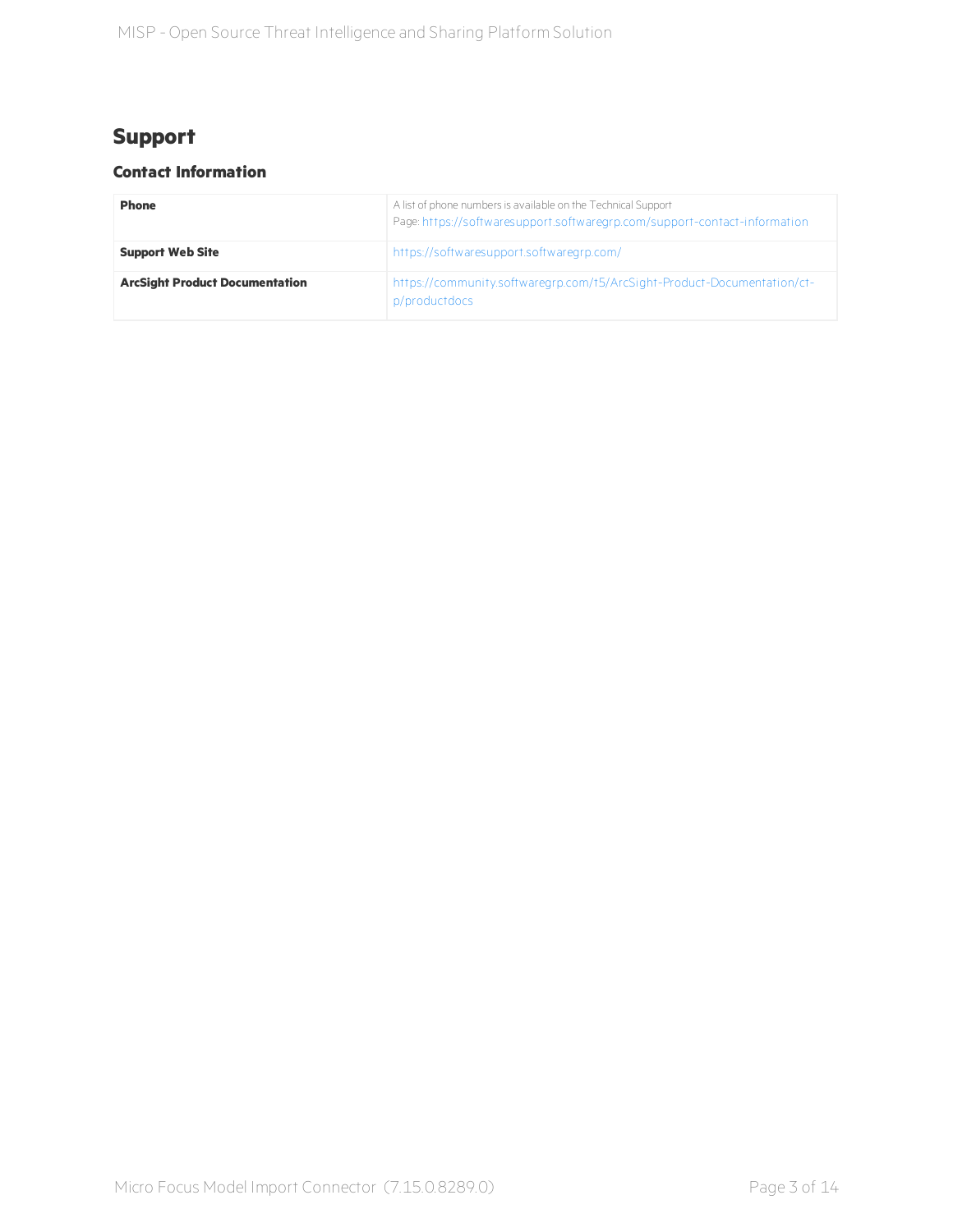# Support

## Contact Information

| | |
|---|---|
| **Phone** | A list of phone numbers is available on the Technical Support Page: https://softwaresupport.softwaregrp.com/support-contact-information |
| **Support Web Site** | https://softwaresupport.softwaregrp.com/ |
| **ArcSight Product Documentation** | https://community.softwaregrp.com/t5/ArcSight-Product-Documentation/ct-p/productdocs |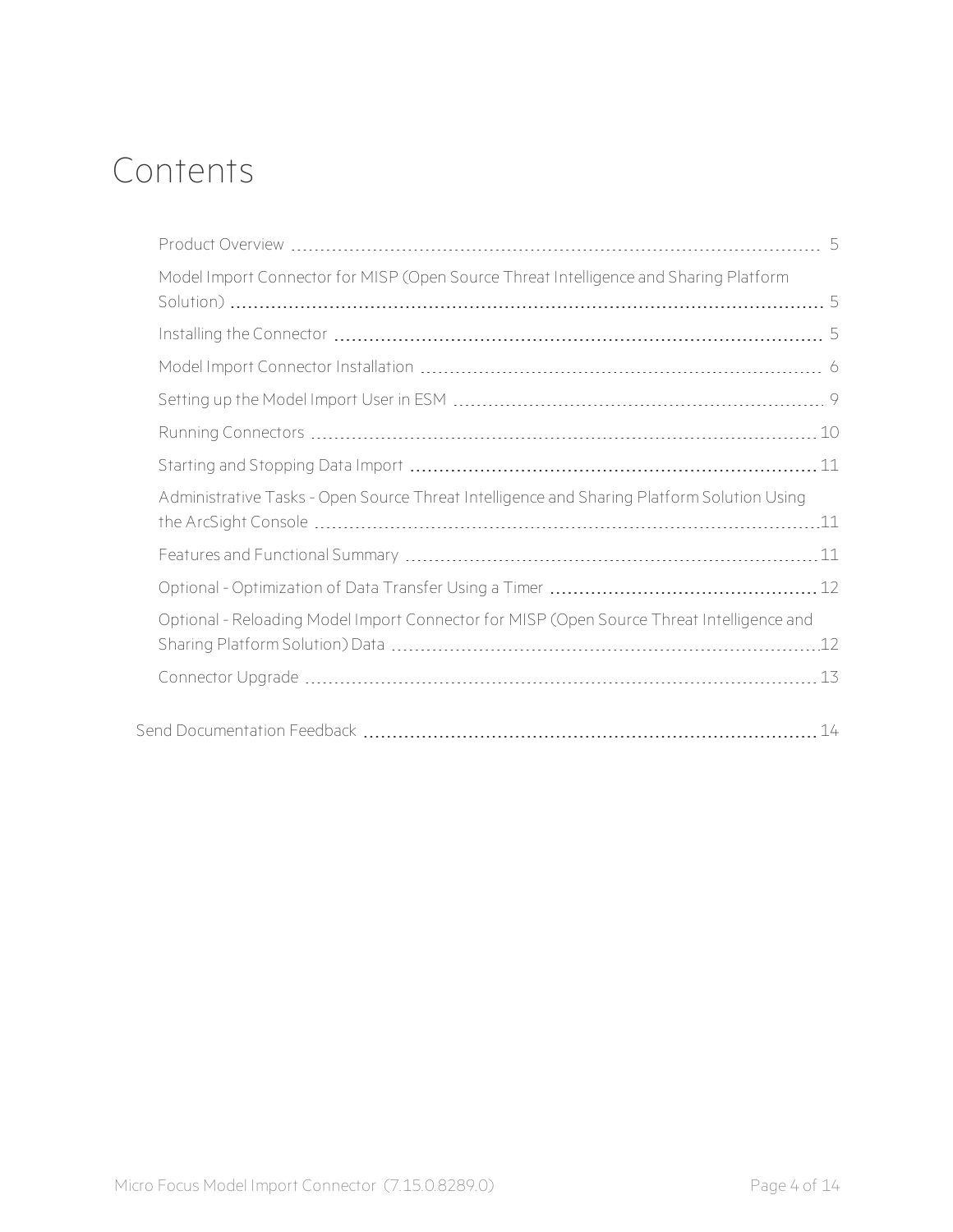# Contents

- Product Overview 5
- Model Import Connector for MISP (Open Source Threat Intelligence and Sharing Platform Solution) 5
- Installing the Connector 5
- Model Import Connector Installation 6
- Setting up the Model Import User in ESM 9
- Running Connectors 10
- Starting and Stopping Data Import 11
- Administrative Tasks - Open Source Threat Intelligence and Sharing Platform Solution Using the ArcSight Console 11
- Features and Functional Summary 11
- Optional - Optimization of Data Transfer Using a Timer 12
- Optional - Reloading Model Import Connector for MISP (Open Source Threat Intelligence and Sharing Platform Solution) Data 12
- Connector Upgrade 13

Send Documentation Feedback 14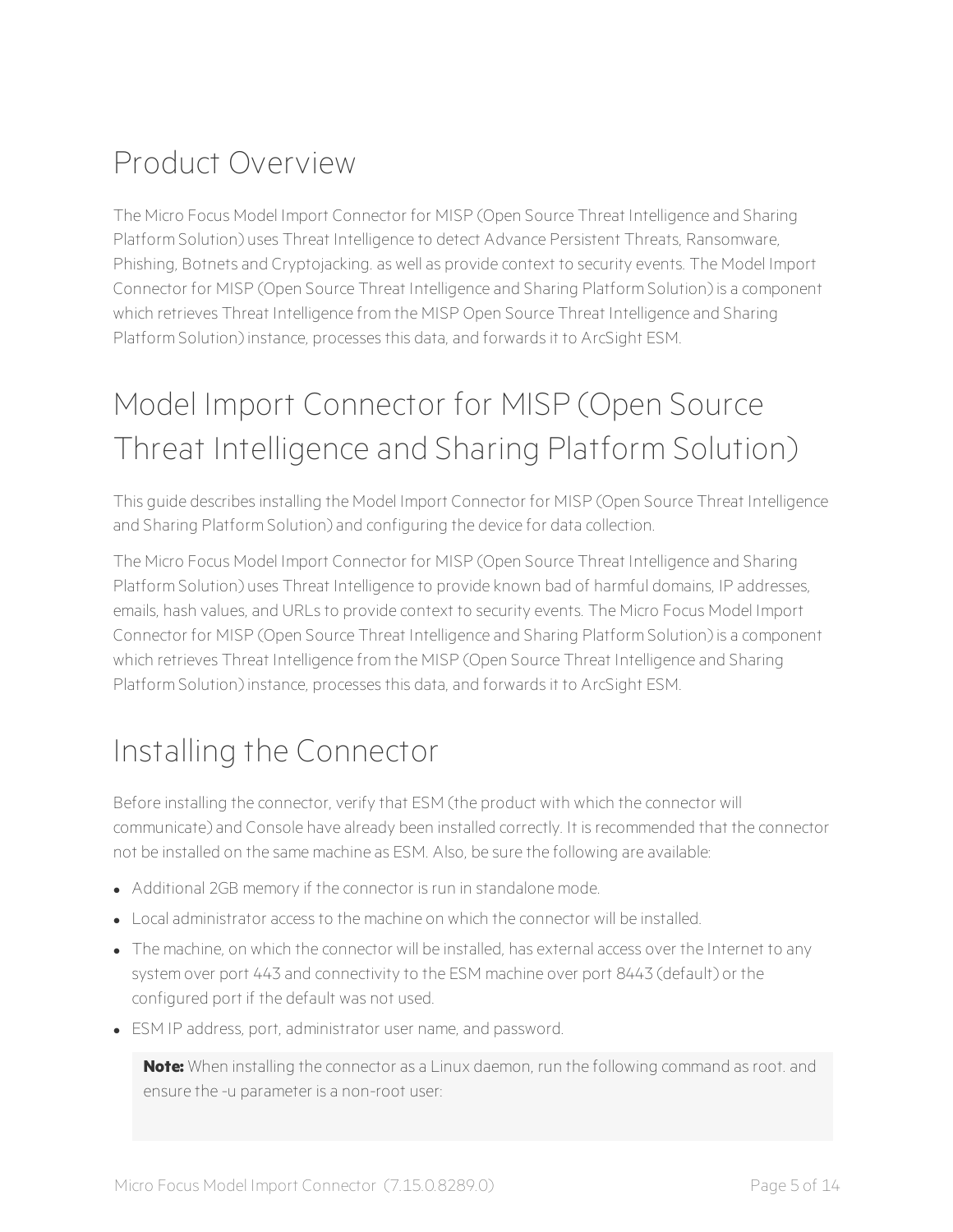# Product Overview

The Micro Focus Model Import Connector for MISP (Open Source Threat Intelligence and Sharing Platform Solution) uses Threat Intelligence to detect Advance Persistent Threats, Ransomware, Phishing, Botnets and Cryptojacking. as well as provide context to security events. The Model Import Connector for MISP (Open Source Threat Intelligence and Sharing Platform Solution) is a component which retrieves Threat Intelligence from the MISP Open Source Threat Intelligence and Sharing Platform Solution) instance, processes this data, and forwards it to ArcSight ESM.

# Model Import Connector for MISP (Open Source Threat Intelligence and Sharing Platform Solution)

This guide describes installing the Model Import Connector for MISP (Open Source Threat Intelligence and Sharing Platform Solution) and configuring the device for data collection.

The Micro Focus Model Import Connector for MISP (Open Source Threat Intelligence and Sharing Platform Solution) uses Threat Intelligence to provide known bad of harmful domains, IP addresses, emails, hash values, and URLs to provide context to security events. The Micro Focus Model Import Connector for MISP (Open Source Threat Intelligence and Sharing Platform Solution) is a component which retrieves Threat Intelligence from the MISP (Open Source Threat Intelligence and Sharing Platform Solution) instance, processes this data, and forwards it to ArcSight ESM.

# Installing the Connector

Before installing the connector, verify that ESM (the product with which the connector will communicate) and Console have already been installed correctly. It is recommended that the connector not be installed on the same machine as ESM. Also, be sure the following are available:

- Additional 2GB memory if the connector is run in standalone mode.
- Local administrator access to the machine on which the connector will be installed.
- The machine, on which the connector will be installed, has external access over the Internet to any system over port 443 and connectivity to the ESM machine over port 8443 (default) or the configured port if the default was not used.
- ESM IP address, port, administrator user name, and password.

> **Note:** When installing the connector as a Linux daemon, run the following command as root. and ensure the -u parameter is a non-root user: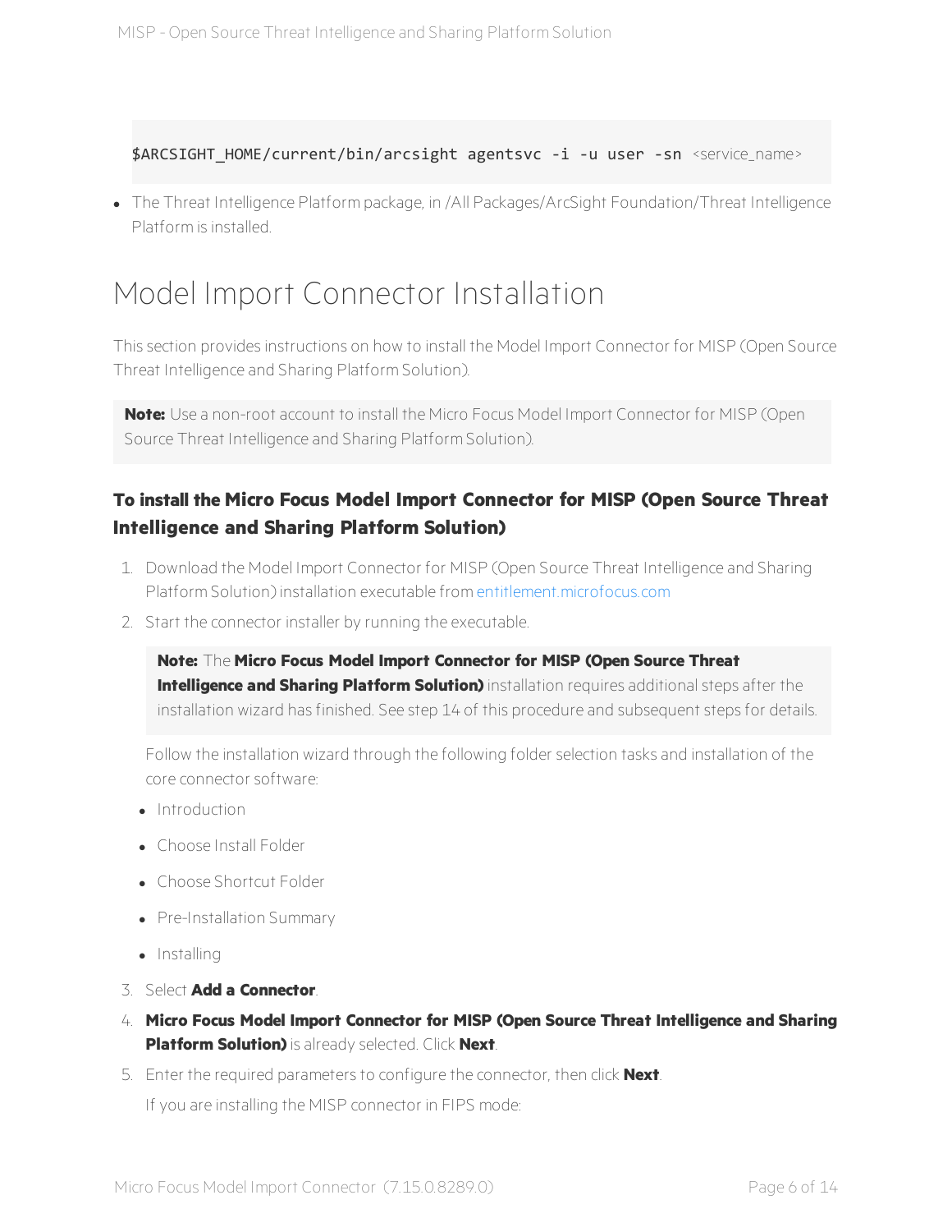```
$ARCSIGHT_HOME/current/bin/arcsight agentsvc -i -u user -sn <service_name>
```

- The Threat Intelligence Platform package, in /All Packages/ArcSight Foundation/Threat Intelligence Platform is installed.

# Model Import Connector Installation

This section provides instructions on how to install the Model Import Connector for MISP (Open Source Threat Intelligence and Sharing Platform Solution).

> **Note:** Use a non-root account to install the Micro Focus Model Import Connector for MISP (Open Source Threat Intelligence and Sharing Platform Solution).

### To install the Micro Focus Model Import Connector for MISP (Open Source Threat Intelligence and Sharing Platform Solution)

1. Download the Model Import Connector for MISP (Open Source Threat Intelligence and Sharing Platform Solution) installation executable from entitlement.microfocus.com
2. Start the connector installer by running the executable.

   > **Note:** The **Micro Focus Model Import Connector for MISP (Open Source Threat Intelligence and Sharing Platform Solution)** installation requires additional steps after the installation wizard has finished. See step 14 of this procedure and subsequent steps for details.

   Follow the installation wizard through the following folder selection tasks and installation of the core connector software:

   - Introduction
   - Choose Install Folder
   - Choose Shortcut Folder
   - Pre-Installation Summary
   - Installing
3. Select **Add a Connector**.
4. **Micro Focus Model Import Connector for MISP (Open Source Threat Intelligence and Sharing Platform Solution)** is already selected. Click **Next**.
5. Enter the required parameters to configure the connector, then click **Next**.

   If you are installing the MISP connector in FIPS mode: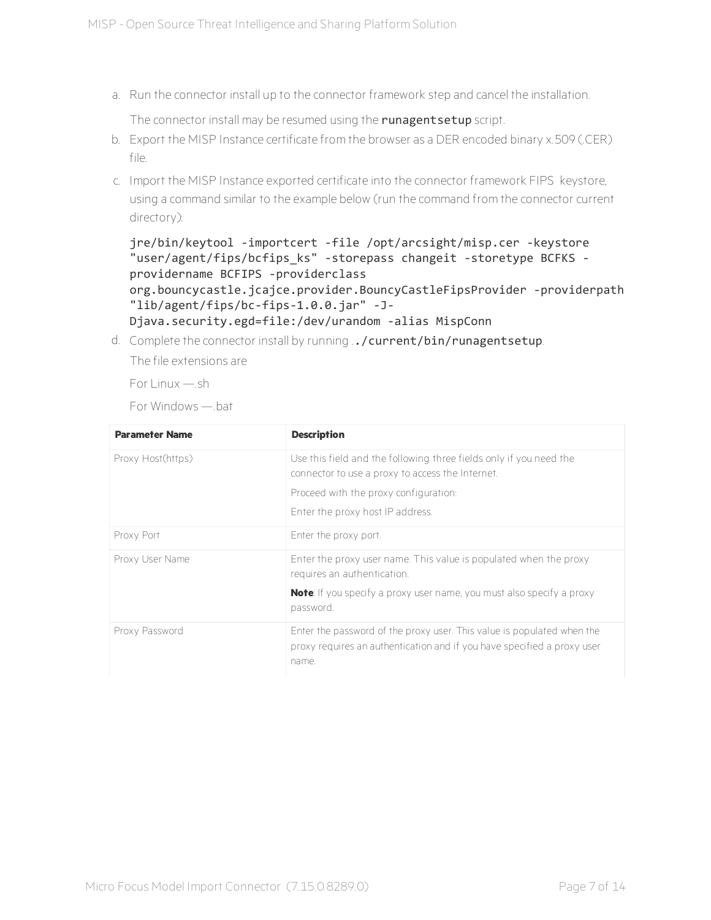a. Run the connector install up to the connector framework step and cancel the installation.

   The connector install may be resumed using the **runagentsetup** script.

b. Export the MISP Instance certificate from the browser as a DER encoded binary x.509 (.CER) file.

c. Import the MISP Instance exported certificate into the connector framework FIPS keystore, using a command similar to the example below (run the command from the connector current directory):

   ```
   jre/bin/keytool -importcert -file /opt/arcsight/misp.cer -keystore
   "user/agent/fips/bcfips_ks" -storepass changeit -storetype BCFKS -
   providername BCFIPS -providerclass
   org.bouncycastle.jcajce.provider.BouncyCastleFipsProvider -providerpath
   "lib/agent/fips/bc-fips-1.0.0.jar" -J-
   Djava.security.egd=file:/dev/urandom -alias MispConn
   ```

d. Complete the connector install by running .`./current/bin/runagentsetup`.

   The file extensions are

   For Linux —.sh

   For Windows —.bat

| Parameter Name | Description |
| --- | --- |
| Proxy Host(https) | Use this field and the following three fields only if you need the connector to use a proxy to access the Internet.<br>Proceed with the proxy configuration:<br>Enter the proxy host IP address. |
| Proxy Port | Enter the proxy port. |
| Proxy User Name | Enter the proxy user name. This value is populated when the proxy requires an authentication.<br>**Note**: If you specify a proxy user name, you must also specify a proxy password. |
| Proxy Password | Enter the password of the proxy user. This value is populated when the proxy requires an authentication and if you have specified a proxy user name. |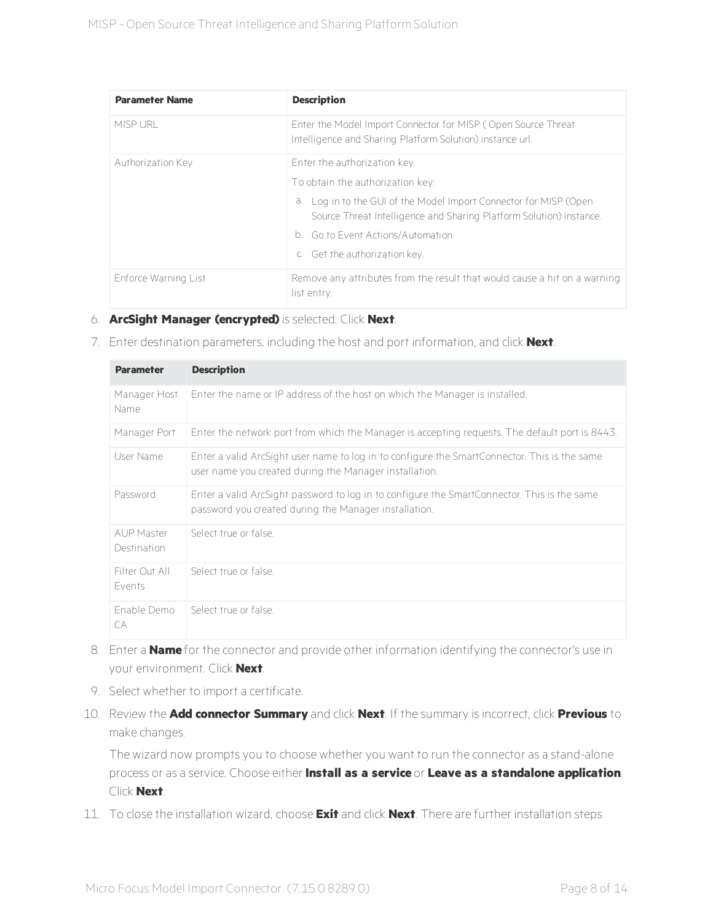| Parameter Name | Description |
| --- | --- |
| MISP URL | Enter the Model Import Connector for MISP ( Open Source Threat Intelligence and Sharing Platform Solution) instance url. |
| Authorization Key | Enter the authorization key.<br>To obtain the authorization key:<br>a. Log in to the GUI of the Model Import Connector for MISP (Open Source Threat Intelligence and Sharing Platform Solution) instance.<br>b. Go to Event Actions/Automation.<br>c. Get the authorization key. |
| Enforce Warning List | Remove any attributes from the result that would cause a hit on a warning list entry. |

6. **ArcSight Manager (encrypted)** is selected. Click **Next**.

7. Enter destination parameters, including the host and port information, and click **Next**.

| Parameter | Description |
| --- | --- |
| Manager Host Name | Enter the name or IP address of the host on which the Manager is installed. |
| Manager Port | Enter the network port from which the Manager is accepting requests. The default port is 8443. |
| User Name | Enter a valid ArcSight user name to log in to configure the SmartConnector. This is the same user name you created during the Manager installation. |
| Password | Enter a valid ArcSight password to log in to configure the SmartConnector. This is the same password you created during the Manager installation. |
| AUP Master Destination | Select true or false. |
| Filter Out All Events | Select true or false. |
| Enable Demo CA | Select true or false. |

8. Enter a **Name** for the connector and provide other information identifying the connector's use in your environment. Click **Next**.

9. Select whether to import a certificate.

10. Review the **Add connector Summary** and click **Next**. If the summary is incorrect, click **Previous** to make changes.

    The wizard now prompts you to choose whether you want to run the connector as a stand-alone process or as a service. Choose either **Install as a service** or **Leave as a standalone application**. Click **Next**.

11. To close the installation wizard, choose **Exit** and click **Next**. There are further installation steps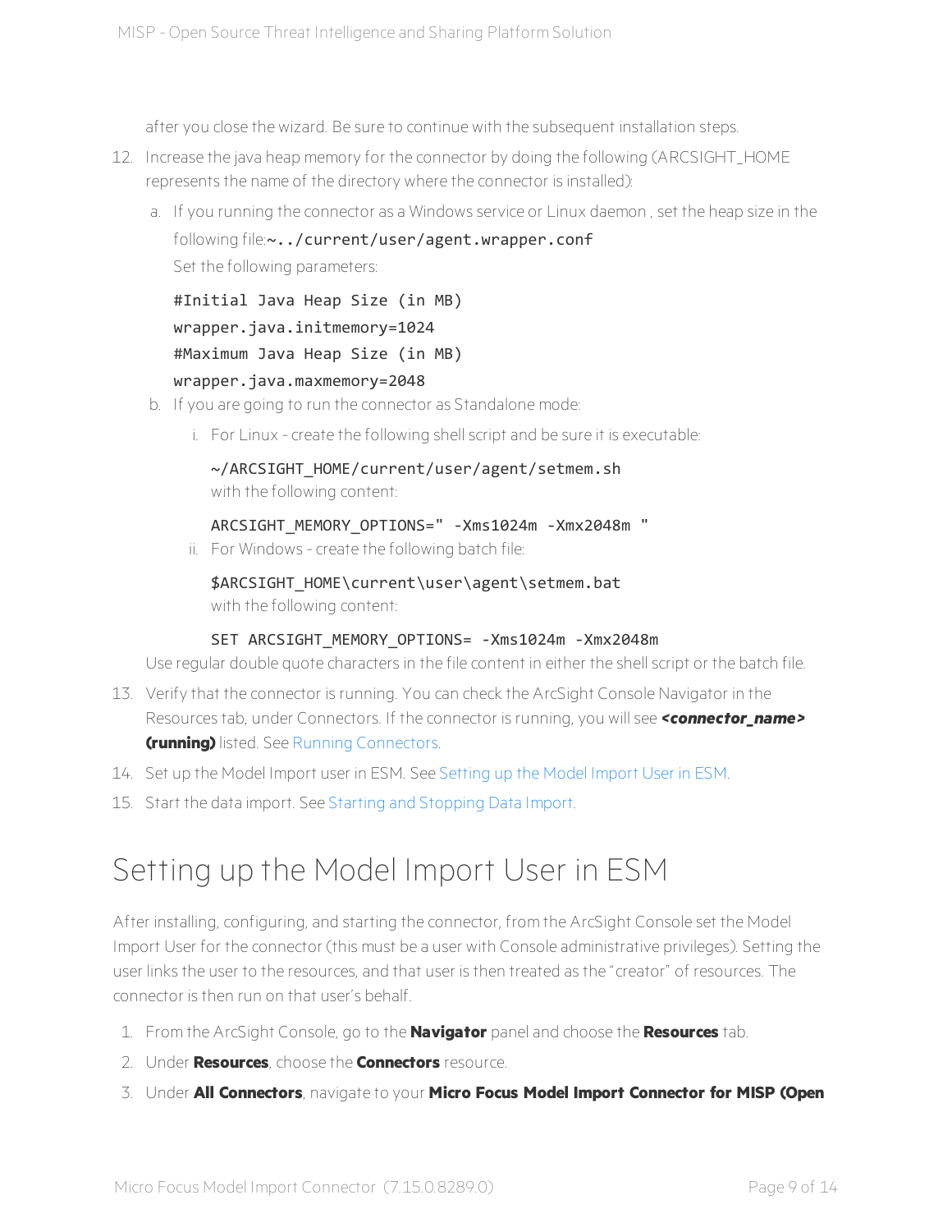after you close the wizard. Be sure to continue with the subsequent installation steps.

12. Increase the java heap memory for the connector by doing the following (ARCSIGHT_HOME represents the name of the directory where the connector is installed):

    a. If you running the connector as a Windows service or Linux daemon , set the heap size in the following file:`~../current/user/agent.wrapper.conf`

       Set the following parameters:

       ```
       #Initial Java Heap Size (in MB)
       wrapper.java.initmemory=1024
       #Maximum Java Heap Size (in MB)
       wrapper.java.maxmemory=2048
       ```

    b. If you are going to run the connector as Standalone mode:

       i. For Linux - create the following shell script and be sure it is executable:

          `~/ARCSIGHT_HOME/current/user/agent/setmem.sh`

          with the following content:

          ```
          ARCSIGHT_MEMORY_OPTIONS=" -Xms1024m -Xmx2048m "
          ```

       ii. For Windows - create the following batch file:

          `$ARCSIGHT_HOME\current\user\agent\setmem.bat`

          with the following content:

          ```
          SET ARCSIGHT_MEMORY_OPTIONS= -Xms1024m -Xmx2048m
          ```

    Use regular double quote characters in the file content in either the shell script or the batch file.

13. Verify that the connector is running. You can check the ArcSight Console Navigator in the Resources tab, under Connectors. If the connector is running, you will see ***<connector_name>* (running)** listed. See Running Connectors.

14. Set up the Model Import user in ESM. See Setting up the Model Import User in ESM.

15. Start the data import. See Starting and Stopping Data Import.

# Setting up the Model Import User in ESM

After installing, configuring, and starting the connector, from the ArcSight Console set the Model Import User for the connector (this must be a user with Console administrative privileges). Setting the user links the user to the resources, and that user is then treated as the "creator" of resources. The connector is then run on that user's behalf.

1. From the ArcSight Console, go to the **Navigator** panel and choose the **Resources** tab.
2. Under **Resources**, choose the **Connectors** resource.
3. Under **All Connectors**, navigate to your **Micro Focus Model Import Connector for MISP (Open**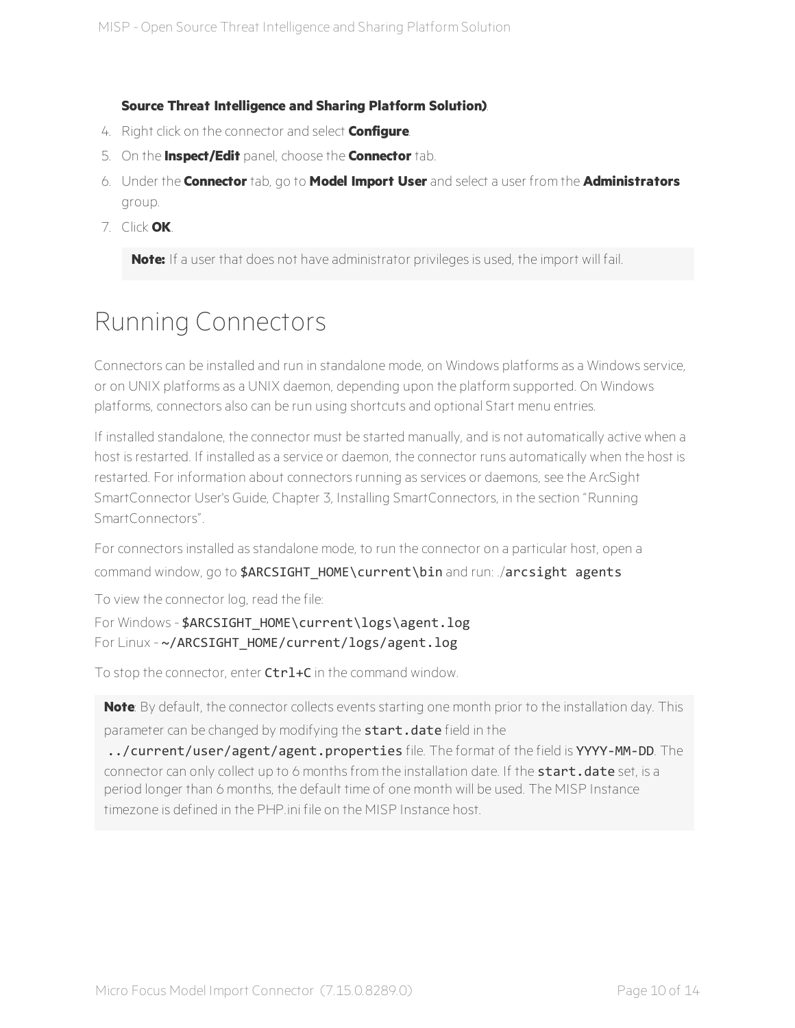**Source Threat Intelligence and Sharing Platform Solution)**.

4. Right click on the connector and select **Configure**.
5. On the **Inspect/Edit** panel, choose the **Connector** tab.
6. Under the **Connector** tab, go to **Model Import User** and select a user from the **Administrators** group.
7. Click **OK**.

> **Note:** If a user that does not have administrator privileges is used, the import will fail.

# Running Connectors

Connectors can be installed and run in standalone mode, on Windows platforms as a Windows service, or on UNIX platforms as a UNIX daemon, depending upon the platform supported. On Windows platforms, connectors also can be run using shortcuts and optional Start menu entries.

If installed standalone, the connector must be started manually, and is not automatically active when a host is restarted. If installed as a service or daemon, the connector runs automatically when the host is restarted. For information about connectors running as services or daemons, see the ArcSight SmartConnector User's Guide, Chapter 3, Installing SmartConnectors, in the section "Running SmartConnectors".

For connectors installed as standalone mode, to run the connector on a particular host, open a command window, go to `$ARCSIGHT_HOME\current\bin` and run: ./`arcsight agents`

To view the connector log, read the file:

For Windows - `$ARCSIGHT_HOME\current\logs\agent.log`
For Linux - `~/ARCSIGHT_HOME/current/logs/agent.log`

To stop the connector, enter `Ctrl+C` in the command window.

> **Note**: By default, the connector collects events starting one month prior to the installation day. This parameter can be changed by modifying the `start.date` field in the `../current/user/agent/agent.properties` file. The format of the field is `YYYY-MM-DD`. The connector can only collect up to 6 months from the installation date. If the `start.date` set, is a period longer than 6 months, the default time of one month will be used. The MISP Instance timezone is defined in the PHP.ini file on the MISP Instance host.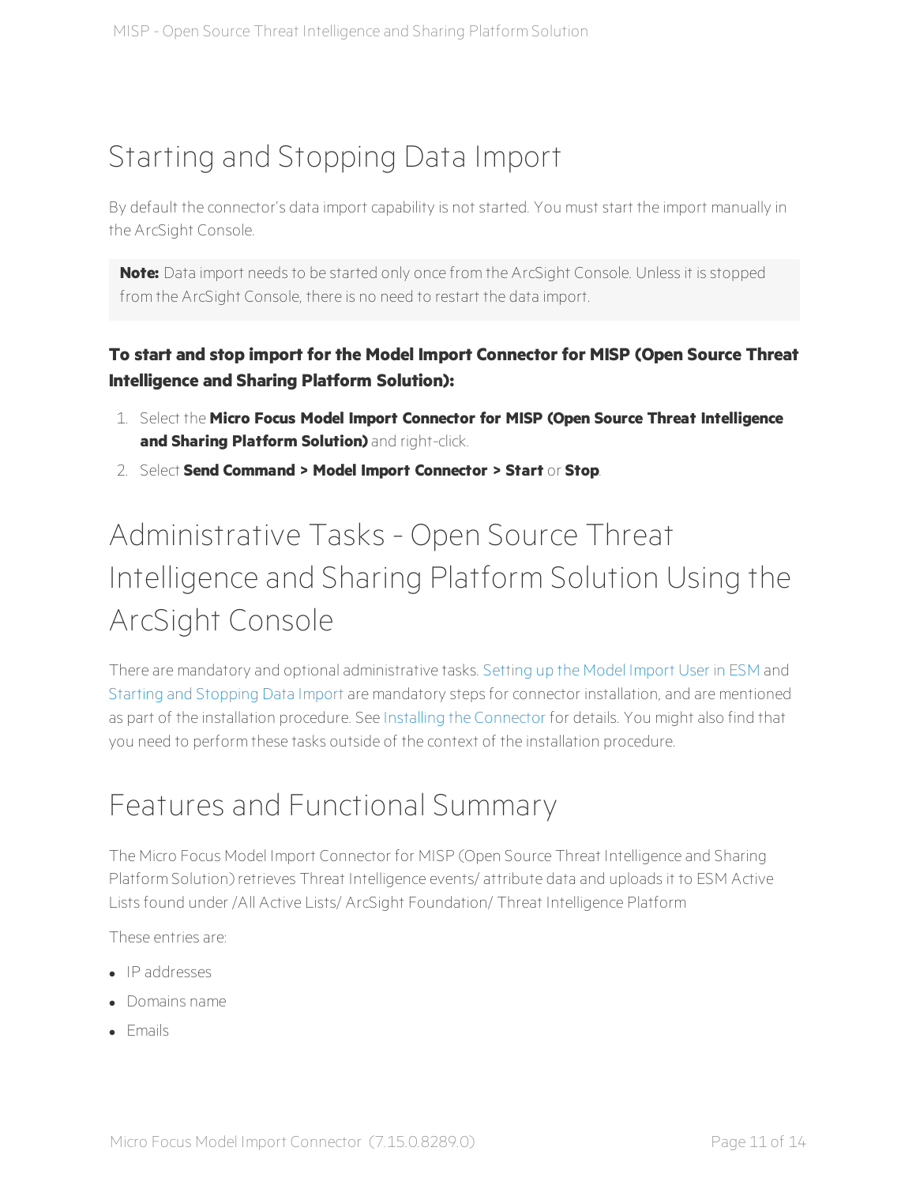# Starting and Stopping Data Import

By default the connector's data import capability is not started. You must start the import manually in the ArcSight Console.

> **Note:** Data import needs to be started only once from the ArcSight Console. Unless it is stopped from the ArcSight Console, there is no need to restart the data import.

**To start and stop import for the Model Import Connector for MISP (Open Source Threat Intelligence and Sharing Platform Solution):**

1. Select the **Micro Focus Model Import Connector for MISP (Open Source Threat Intelligence and Sharing Platform Solution)** and right-click.
2. Select **Send Command > Model Import Connector > Start** or **Stop**.

# Administrative Tasks - Open Source Threat Intelligence and Sharing Platform Solution Using the ArcSight Console

There are mandatory and optional administrative tasks. Setting up the Model Import User in ESM and Starting and Stopping Data Import are mandatory steps for connector installation, and are mentioned as part of the installation procedure. See Installing the Connector for details. You might also find that you need to perform these tasks outside of the context of the installation procedure.

# Features and Functional Summary

The Micro Focus Model Import Connector for MISP (Open Source Threat Intelligence and Sharing Platform Solution) retrieves Threat Intelligence events/ attribute data and uploads it to ESM Active Lists found under /All Active Lists/ ArcSight Foundation/ Threat Intelligence Platform

These entries are:

- IP addresses
- Domains name
- Emails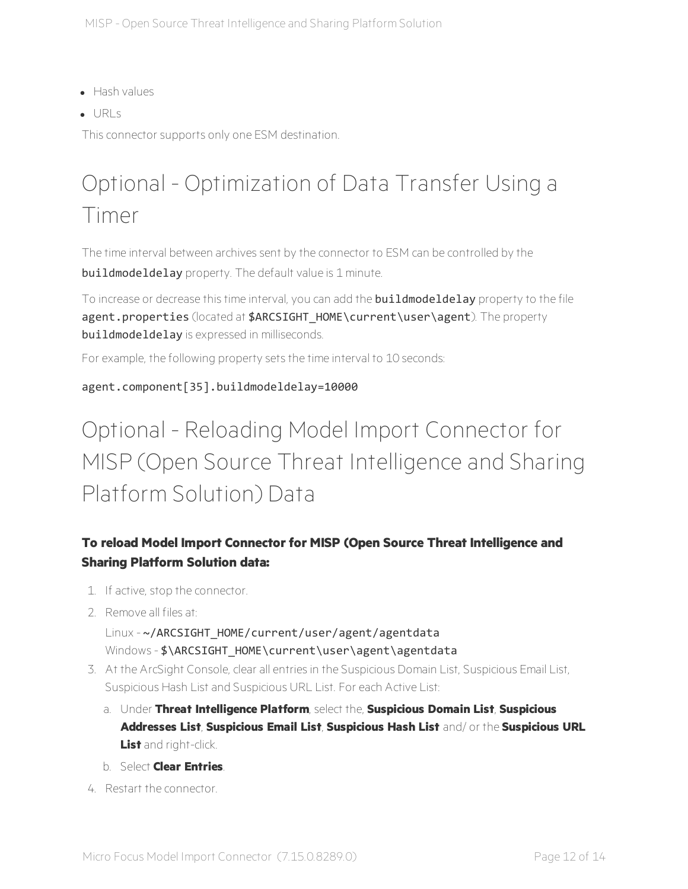- Hash values
- URLs

This connector supports only one ESM destination.

# Optional - Optimization of Data Transfer Using a Timer

The time interval between archives sent by the connector to ESM can be controlled by the **buildmodeldelay** property. The default value is 1 minute.

To increase or decrease this time interval, you can add the **buildmodeldelay** property to the file `agent.properties` (located at **$ARCSIGHT_HOME\current\user\agent**). The property **buildmodeldelay** is expressed in milliseconds.

For example, the following property sets the time interval to 10 seconds:

```
agent.component[35].buildmodeldelay=10000
```

# Optional - Reloading Model Import Connector for MISP (Open Source Threat Intelligence and Sharing Platform Solution) Data

**To reload Model Import Connector for MISP (Open Source Threat Intelligence and Sharing Platform Solution data:**

1. If active, stop the connector.
2. Remove all files at:
   Linux - **~/ARCSIGHT_HOME/current/user/agent/agentdata**
   Windows - **$\ARCSIGHT_HOME\current\user\agent\agentdata**
3. At the ArcSight Console, clear all entries in the Suspicious Domain List, Suspicious Email List, Suspicious Hash List and Suspicious URL List. For each Active List:
   a. Under **Threat Intelligence Platform**, select the, **Suspicious Domain List**, **Suspicious Addresses List**, **Suspicious Email List**, **Suspicious Hash List** and/ or the **Suspicious URL List** and right-click.
   b. Select **Clear Entries**.
4. Restart the connector.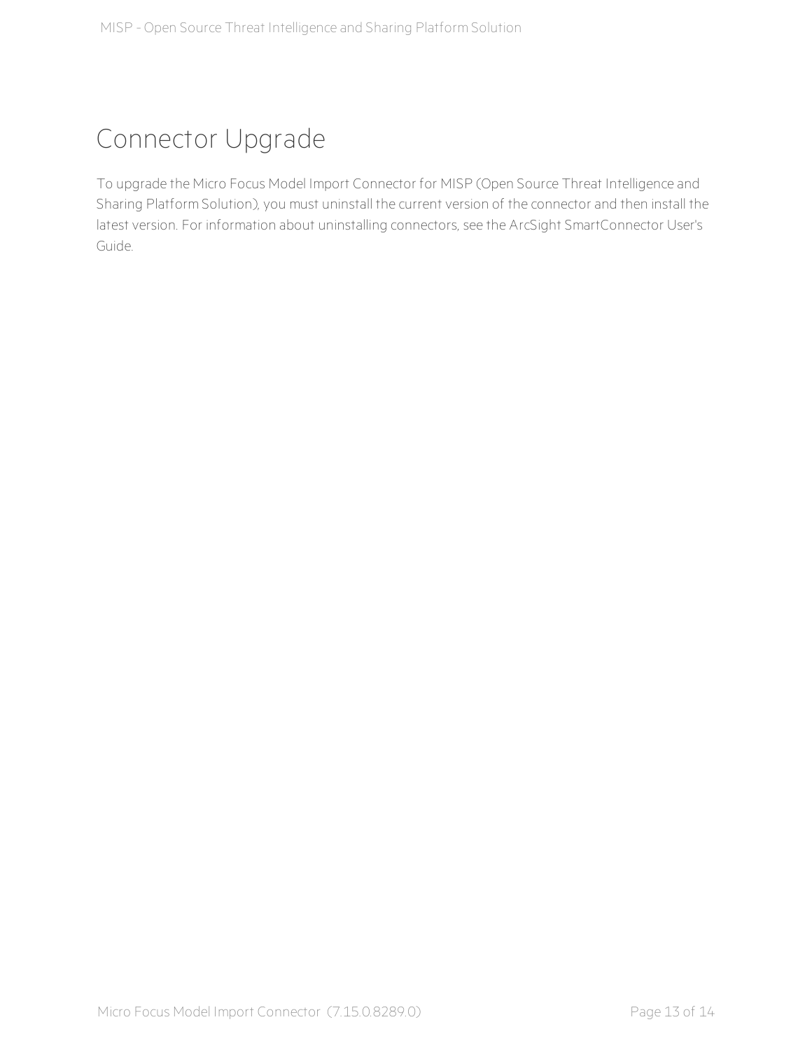# Connector Upgrade

To upgrade the Micro Focus Model Import Connector for MISP (Open Source Threat Intelligence and Sharing Platform Solution), you must uninstall the current version of the connector and then install the latest version. For information about uninstalling connectors, see the ArcSight SmartConnector User's Guide.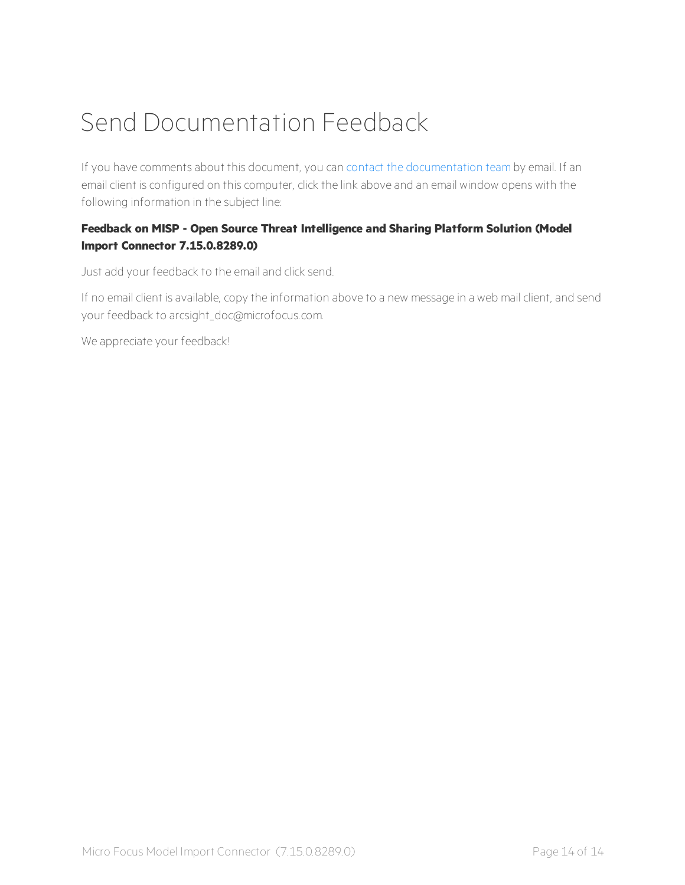# Send Documentation Feedback

If you have comments about this document, you can contact the documentation team by email. If an email client is configured on this computer, click the link above and an email window opens with the following information in the subject line:

**Feedback on MISP - Open Source Threat Intelligence and Sharing Platform Solution (Model Import Connector 7.15.0.8289.0)**

Just add your feedback to the email and click send.

If no email client is available, copy the information above to a new message in a web mail client, and send your feedback to arcsight_doc@microfocus.com.

We appreciate your feedback!